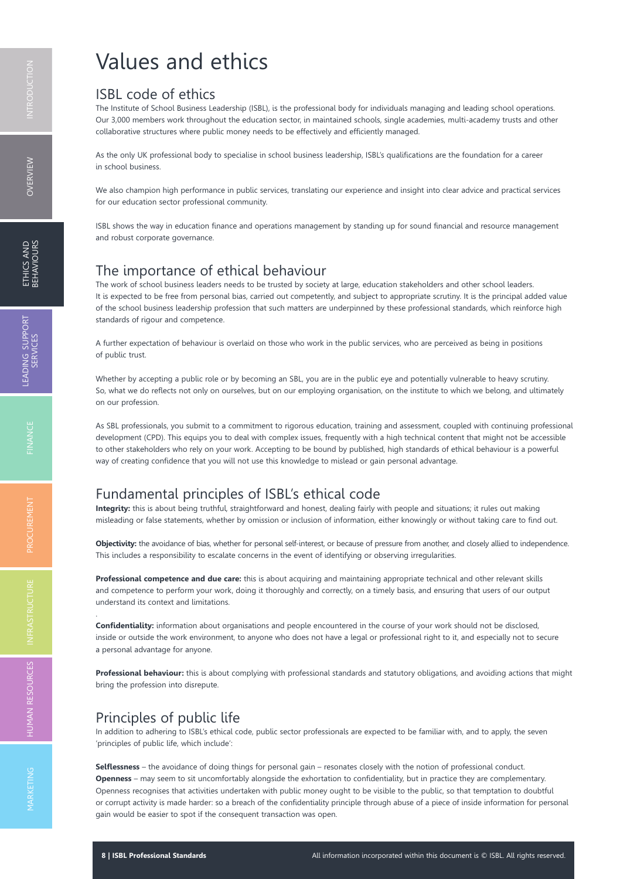# Values and ethics

## ISBL code of ethics

The Institute of School Business Leadership (ISBL), is the professional body for individuals managing and leading school operations. Our 3,000 members work throughout the education sector, in maintained schools, single academies, multi-academy trusts and other collaborative structures where public money needs to be effectively and efficiently managed.

As the only UK professional body to specialise in school business leadership, ISBL's qualifications are the foundation for a career in school business.

We also champion high performance in public services, translating our experience and insight into clear advice and practical services for our education sector professional community.

ISBL shows the way in education finance and operations management by standing up for sound financial and resource management and robust corporate governance.

## The importance of ethical behaviour

The work of school business leaders needs to be trusted by society at large, education stakeholders and other school leaders. It is expected to be free from personal bias, carried out competently, and subject to appropriate scrutiny. It is the principal added value of the school business leadership profession that such matters are underpinned by these professional standards, which reinforce high standards of rigour and competence.

A further expectation of behaviour is overlaid on those who work in the public services, who are perceived as being in positions of public trust.

Whether by accepting a public role or by becoming an SBL, you are in the public eye and potentially vulnerable to heavy scrutiny. So, what we do reflects not only on ourselves, but on our employing organisation, on the institute to which we belong, and ultimately on our profession.

As SBL professionals, you submit to a commitment to rigorous education, training and assessment, coupled with continuing professional development (CPD). This equips you to deal with complex issues, frequently with a high technical content that might not be accessible to other stakeholders who rely on your work. Accepting to be bound by published, high standards of ethical behaviour is a powerful way of creating confidence that you will not use this knowledge to mislead or gain personal advantage.

## Fundamental principles of ISBL's ethical code

**Integrity:** this is about being truthful, straightforward and honest, dealing fairly with people and situations; it rules out making misleading or false statements, whether by omission or inclusion of information, either knowingly or without taking care to find out.

**Objectivity:** the avoidance of bias, whether for personal self-interest, or because of pressure from another, and closely allied to independence. This includes a responsibility to escalate concerns in the event of identifying or observing irregularities.

**Professional competence and due care:** this is about acquiring and maintaining appropriate technical and other relevant skills and competence to perform your work, doing it thoroughly and correctly, on a timely basis, and ensuring that users of our output understand its context and limitations.

**Confidentiality:** information about organisations and people encountered in the course of your work should not be disclosed, inside or outside the work environment, to anyone who does not have a legal or professional right to it, and especially not to secure a personal advantage for anyone.

**Professional behaviour:** this is about complying with professional standards and statutory obligations, and avoiding actions that might bring the profession into disrepute.

## Principles of public life

In addition to adhering to ISBL's ethical code, public sector professionals are expected to be familiar with, and to apply, the seven 'principles of public life, which include':

**Selflessness** – the avoidance of doing things for personal gain – resonates closely with the notion of professional conduct.
**Openness** – may seem to sit uncomfortably alongside the exhortation to confidentiality, but in practice they are complementary. Openness recognises that activities undertaken with public money ought to be visible to the public, so that temptation to doubtful or corrupt activity is made harder: so a breach of the confidentiality principle through abuse of a piece of inside information for personal gain would be easier to spot if the consequent transaction was open.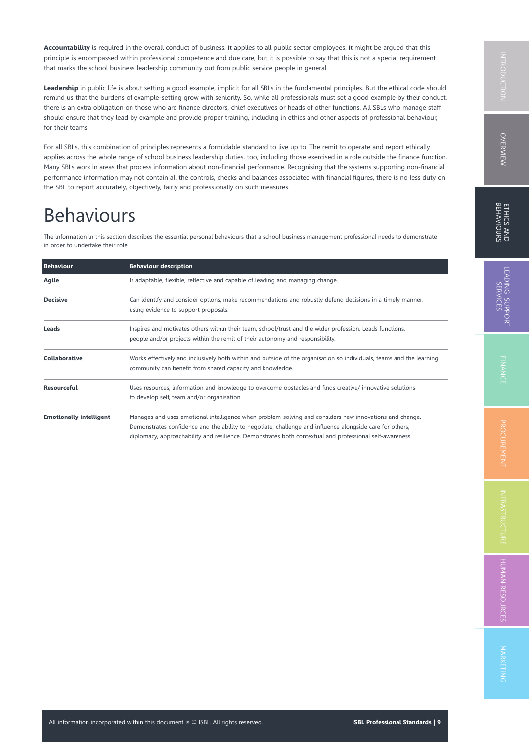**Accountability** is required in the overall conduct of business. It applies to all public sector employees. It might be argued that this principle is encompassed within professional competence and due care, but it is possible to say that this is not a special requirement that marks the school business leadership community out from public service people in general.

**Leadership** in public life is about setting a good example, implicit for all SBLs in the fundamental principles. But the ethical code should remind us that the burdens of example-setting grow with seniority. So, while all professionals must set a good example by their conduct, there is an extra obligation on those who are finance directors, chief executives or heads of other functions. All SBLs who manage staff should ensure that they lead by example and provide proper training, including in ethics and other aspects of professional behaviour, for their teams.

For all SBLs, this combination of principles represents a formidable standard to live up to. The remit to operate and report ethically applies across the whole range of school business leadership duties, too, including those exercised in a role outside the finance function. Many SBLs work in areas that process information about non-financial performance. Recognising that the systems supporting non-financial performance information may not contain all the controls, checks and balances associated with financial figures, there is no less duty on the SBL to report accurately, objectively, fairly and professionally on such measures.

# Behaviours

The information in this section describes the essential personal behaviours that a school business management professional needs to demonstrate in order to undertake their role.

| Behaviour | Behaviour description |
| --- | --- |
| **Agile** | Is adaptable, flexible, reflective and capable of leading and managing change. |
| **Decisive** | Can identify and consider options, make recommendations and robustly defend decisions in a timely manner, using evidence to support proposals. |
| **Leads** | Inspires and motivates others within their team, school/trust and the wider profession. Leads functions, people and/or projects within the remit of their autonomy and responsibility. |
| **Collaborative** | Works effectively and inclusively both within and outside of the organisation so individuals, teams and the learning community can benefit from shared capacity and knowledge. |
| **Resourceful** | Uses resources, information and knowledge to overcome obstacles and finds creative/ innovative solutions to develop self, team and/or organisation. |
| **Emotionally intelligent** | Manages and uses emotional intelligence when problem-solving and considers new innovations and change. Demonstrates confidence and the ability to negotiate, challenge and influence alongside care for others, diplomacy, approachability and resilience. Demonstrates both contextual and professional self-awareness. |